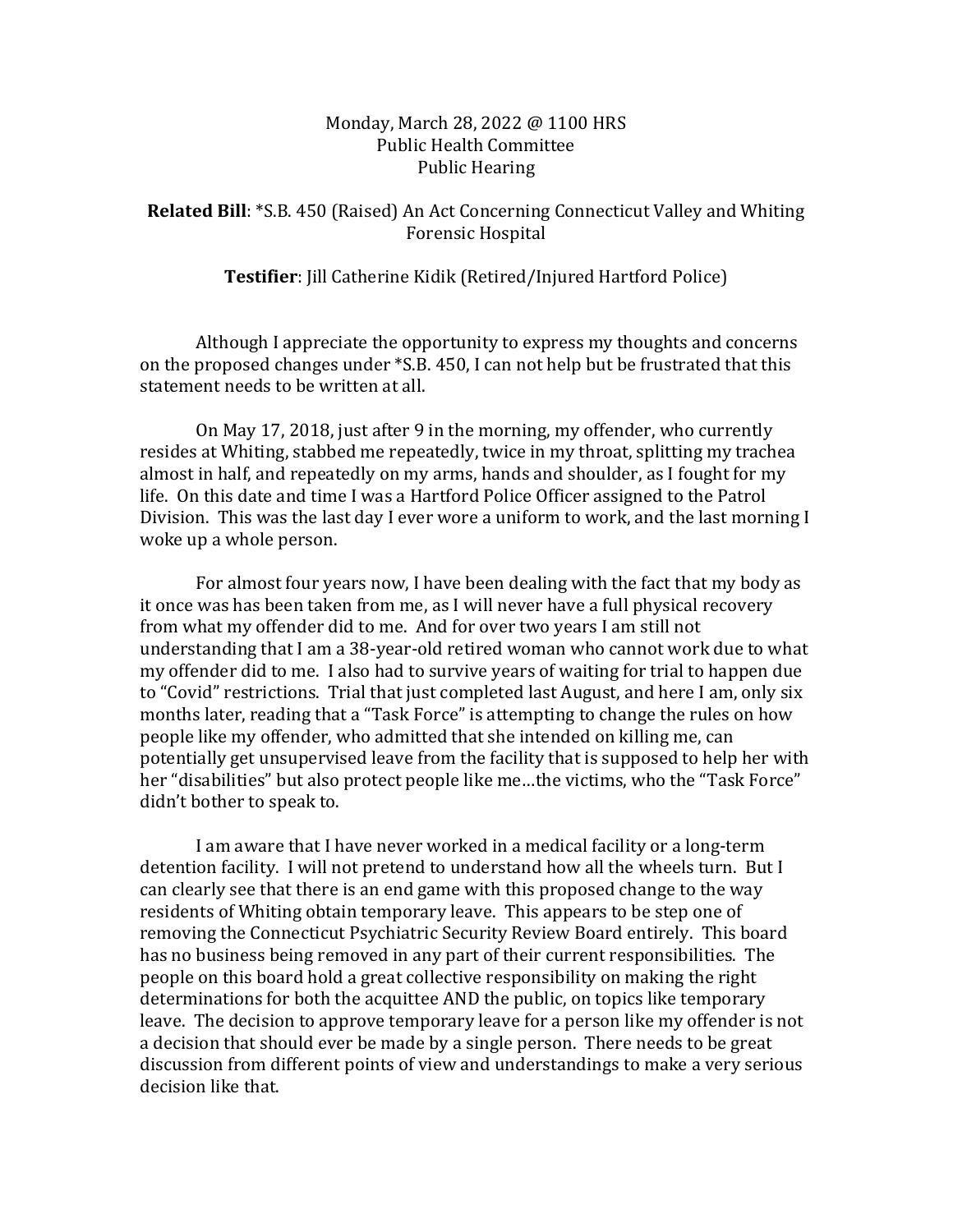Monday, March 28, 2022 @ 1100 HRS
Public Health Committee
Public Hearing

**Related Bill**: *S.B. 450 (Raised) An Act Concerning Connecticut Valley and Whiting Forensic Hospital

**Testifier**: Jill Catherine Kidik (Retired/Injured Hartford Police)

Although I appreciate the opportunity to express my thoughts and concerns on the proposed changes under *S.B. 450, I can not help but be frustrated that this statement needs to be written at all.

On May 17, 2018, just after 9 in the morning, my offender, who currently resides at Whiting, stabbed me repeatedly, twice in my throat, splitting my trachea almost in half, and repeatedly on my arms, hands and shoulder, as I fought for my life. On this date and time I was a Hartford Police Officer assigned to the Patrol Division. This was the last day I ever wore a uniform to work, and the last morning I woke up a whole person.

For almost four years now, I have been dealing with the fact that my body as it once was has been taken from me, as I will never have a full physical recovery from what my offender did to me. And for over two years I am still not understanding that I am a 38-year-old retired woman who cannot work due to what my offender did to me. I also had to survive years of waiting for trial to happen due to "Covid" restrictions. Trial that just completed last August, and here I am, only six months later, reading that a "Task Force" is attempting to change the rules on how people like my offender, who admitted that she intended on killing me, can potentially get unsupervised leave from the facility that is supposed to help her with her "disabilities" but also protect people like me…the victims, who the "Task Force" didn't bother to speak to.

I am aware that I have never worked in a medical facility or a long-term detention facility. I will not pretend to understand how all the wheels turn. But I can clearly see that there is an end game with this proposed change to the way residents of Whiting obtain temporary leave. This appears to be step one of removing the Connecticut Psychiatric Security Review Board entirely. This board has no business being removed in any part of their current responsibilities. The people on this board hold a great collective responsibility on making the right determinations for both the acquittee AND the public, on topics like temporary leave. The decision to approve temporary leave for a person like my offender is not a decision that should ever be made by a single person. There needs to be great discussion from different points of view and understandings to make a very serious decision like that.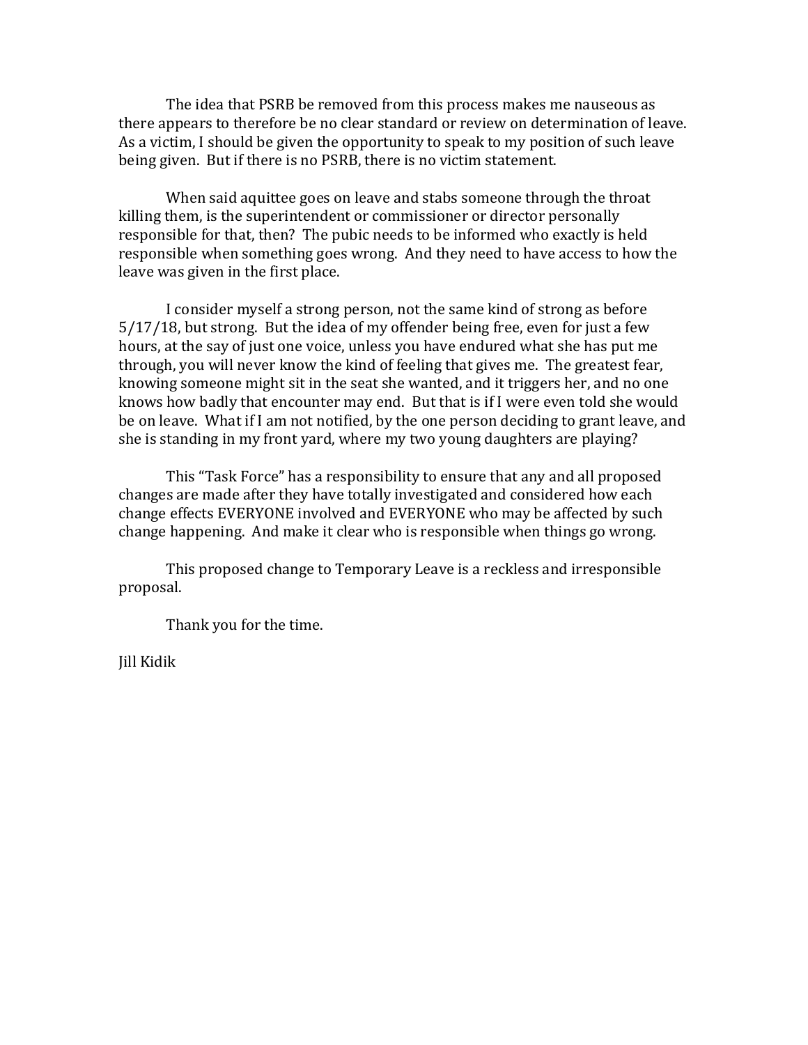The idea that PSRB be removed from this process makes me nauseous as there appears to therefore be no clear standard or review on determination of leave. As a victim, I should be given the opportunity to speak to my position of such leave being given. But if there is no PSRB, there is no victim statement.

When said aquittee goes on leave and stabs someone through the throat killing them, is the superintendent or commissioner or director personally responsible for that, then? The pubic needs to be informed who exactly is held responsible when something goes wrong. And they need to have access to how the leave was given in the first place.

I consider myself a strong person, not the same kind of strong as before 5/17/18, but strong. But the idea of my offender being free, even for just a few hours, at the say of just one voice, unless you have endured what she has put me through, you will never know the kind of feeling that gives me. The greatest fear, knowing someone might sit in the seat she wanted, and it triggers her, and no one knows how badly that encounter may end. But that is if I were even told she would be on leave. What if I am not notified, by the one person deciding to grant leave, and she is standing in my front yard, where my two young daughters are playing?

This "Task Force" has a responsibility to ensure that any and all proposed changes are made after they have totally investigated and considered how each change effects EVERYONE involved and EVERYONE who may be affected by such change happening. And make it clear who is responsible when things go wrong.

This proposed change to Temporary Leave is a reckless and irresponsible proposal.

Thank you for the time.

Jill Kidik